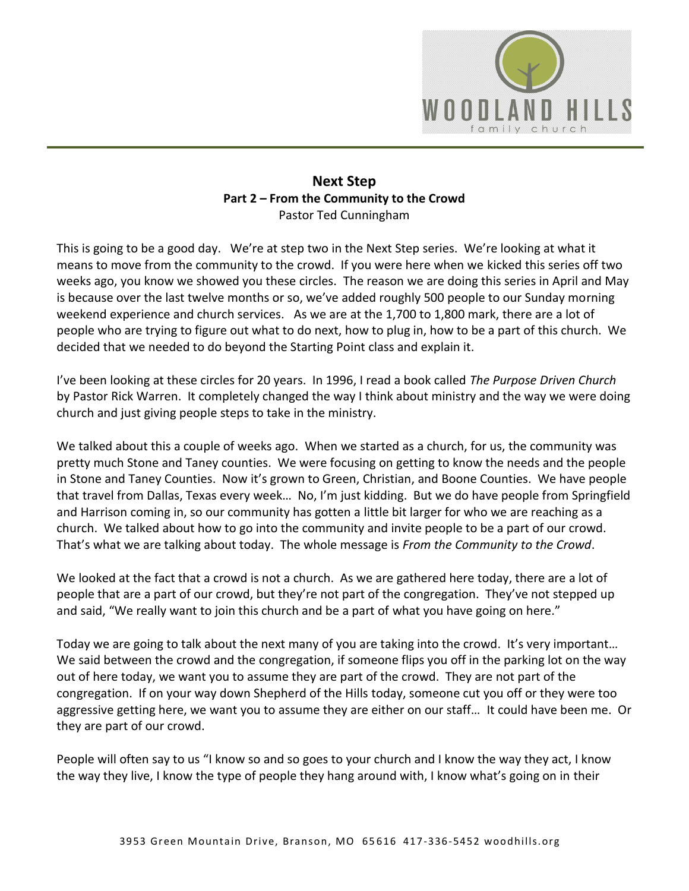**Next Step**
**Part 2 – From the Community to the Crowd**
Pastor Ted Cunningham

This is going to be a good day. We're at step two in the Next Step series. We're looking at what it means to move from the community to the crowd. If you were here when we kicked this series off two weeks ago, you know we showed you these circles. The reason we are doing this series in April and May is because over the last twelve months or so, we've added roughly 500 people to our Sunday morning weekend experience and church services. As we are at the 1,700 to 1,800 mark, there are a lot of people who are trying to figure out what to do next, how to plug in, how to be a part of this church. We decided that we needed to do beyond the Starting Point class and explain it.

I've been looking at these circles for 20 years. In 1996, I read a book called *The Purpose Driven Church* by Pastor Rick Warren. It completely changed the way I think about ministry and the way we were doing church and just giving people steps to take in the ministry.

We talked about this a couple of weeks ago. When we started as a church, for us, the community was pretty much Stone and Taney counties. We were focusing on getting to know the needs and the people in Stone and Taney Counties. Now it's grown to Green, Christian, and Boone Counties. We have people that travel from Dallas, Texas every week… No, I'm just kidding. But we do have people from Springfield and Harrison coming in, so our community has gotten a little bit larger for who we are reaching as a church. We talked about how to go into the community and invite people to be a part of our crowd. That's what we are talking about today. The whole message is *From the Community to the Crowd*.

We looked at the fact that a crowd is not a church. As we are gathered here today, there are a lot of people that are a part of our crowd, but they're not part of the congregation. They've not stepped up and said, "We really want to join this church and be a part of what you have going on here."

Today we are going to talk about the next many of you are taking into the crowd. It's very important… We said between the crowd and the congregation, if someone flips you off in the parking lot on the way out of here today, we want you to assume they are part of the crowd. They are not part of the congregation. If on your way down Shepherd of the Hills today, someone cut you off or they were too aggressive getting here, we want you to assume they are either on our staff… It could have been me. Or they are part of our crowd.

People will often say to us "I know so and so goes to your church and I know the way they act, I know the way they live, I know the type of people they hang around with, I know what's going on in their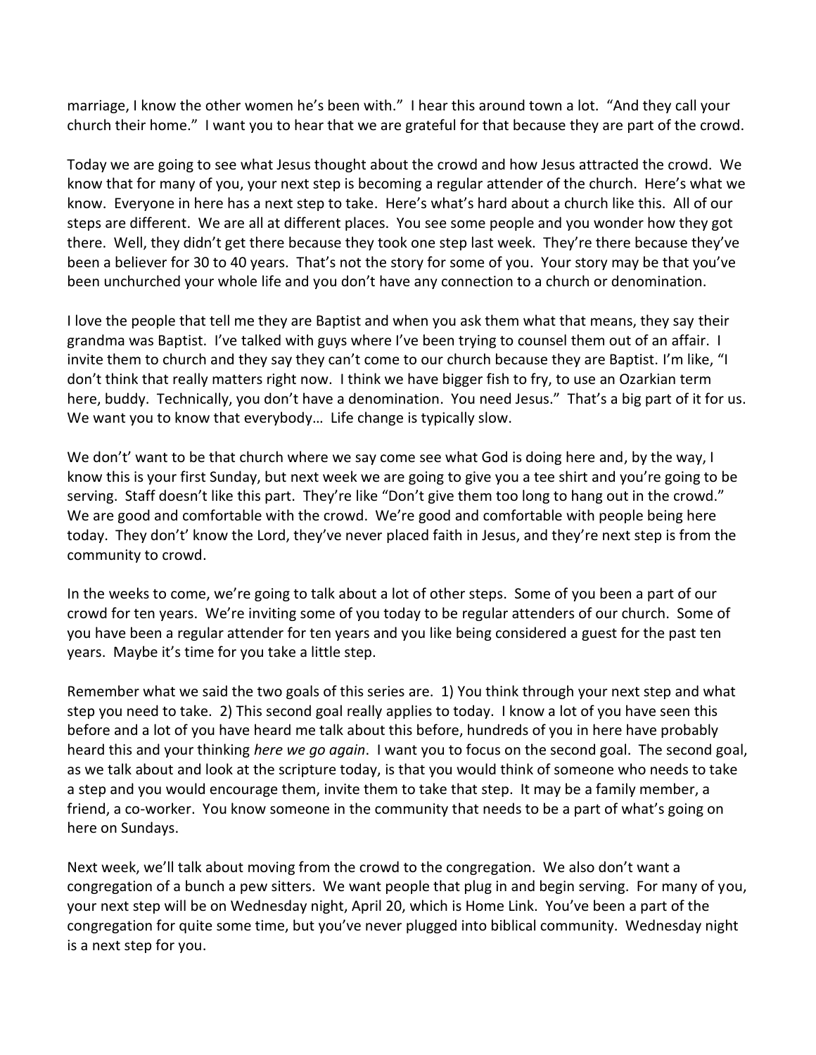marriage, I know the other women he's been with." I hear this around town a lot. "And they call your church their home." I want you to hear that we are grateful for that because they are part of the crowd.

Today we are going to see what Jesus thought about the crowd and how Jesus attracted the crowd. We know that for many of you, your next step is becoming a regular attender of the church. Here's what we know. Everyone in here has a next step to take. Here's what's hard about a church like this. All of our steps are different. We are all at different places. You see some people and you wonder how they got there. Well, they didn't get there because they took one step last week. They're there because they've been a believer for 30 to 40 years. That's not the story for some of you. Your story may be that you've been unchurched your whole life and you don't have any connection to a church or denomination.

I love the people that tell me they are Baptist and when you ask them what that means, they say their grandma was Baptist. I've talked with guys where I've been trying to counsel them out of an affair. I invite them to church and they say they can't come to our church because they are Baptist. I'm like, "I don't think that really matters right now. I think we have bigger fish to fry, to use an Ozarkian term here, buddy. Technically, you don't have a denomination. You need Jesus." That's a big part of it for us. We want you to know that everybody… Life change is typically slow.

We don't' want to be that church where we say come see what God is doing here and, by the way, I know this is your first Sunday, but next week we are going to give you a tee shirt and you're going to be serving. Staff doesn't like this part. They're like "Don't give them too long to hang out in the crowd." We are good and comfortable with the crowd. We're good and comfortable with people being here today. They don't' know the Lord, they've never placed faith in Jesus, and they're next step is from the community to crowd.

In the weeks to come, we're going to talk about a lot of other steps. Some of you been a part of our crowd for ten years. We're inviting some of you today to be regular attenders of our church. Some of you have been a regular attender for ten years and you like being considered a guest for the past ten years. Maybe it's time for you take a little step.

Remember what we said the two goals of this series are. 1) You think through your next step and what step you need to take. 2) This second goal really applies to today. I know a lot of you have seen this before and a lot of you have heard me talk about this before, hundreds of you in here have probably heard this and your thinking *here we go again*. I want you to focus on the second goal. The second goal, as we talk about and look at the scripture today, is that you would think of someone who needs to take a step and you would encourage them, invite them to take that step. It may be a family member, a friend, a co-worker. You know someone in the community that needs to be a part of what's going on here on Sundays.

Next week, we'll talk about moving from the crowd to the congregation. We also don't want a congregation of a bunch a pew sitters. We want people that plug in and begin serving. For many of you, your next step will be on Wednesday night, April 20, which is Home Link. You've been a part of the congregation for quite some time, but you've never plugged into biblical community. Wednesday night is a next step for you.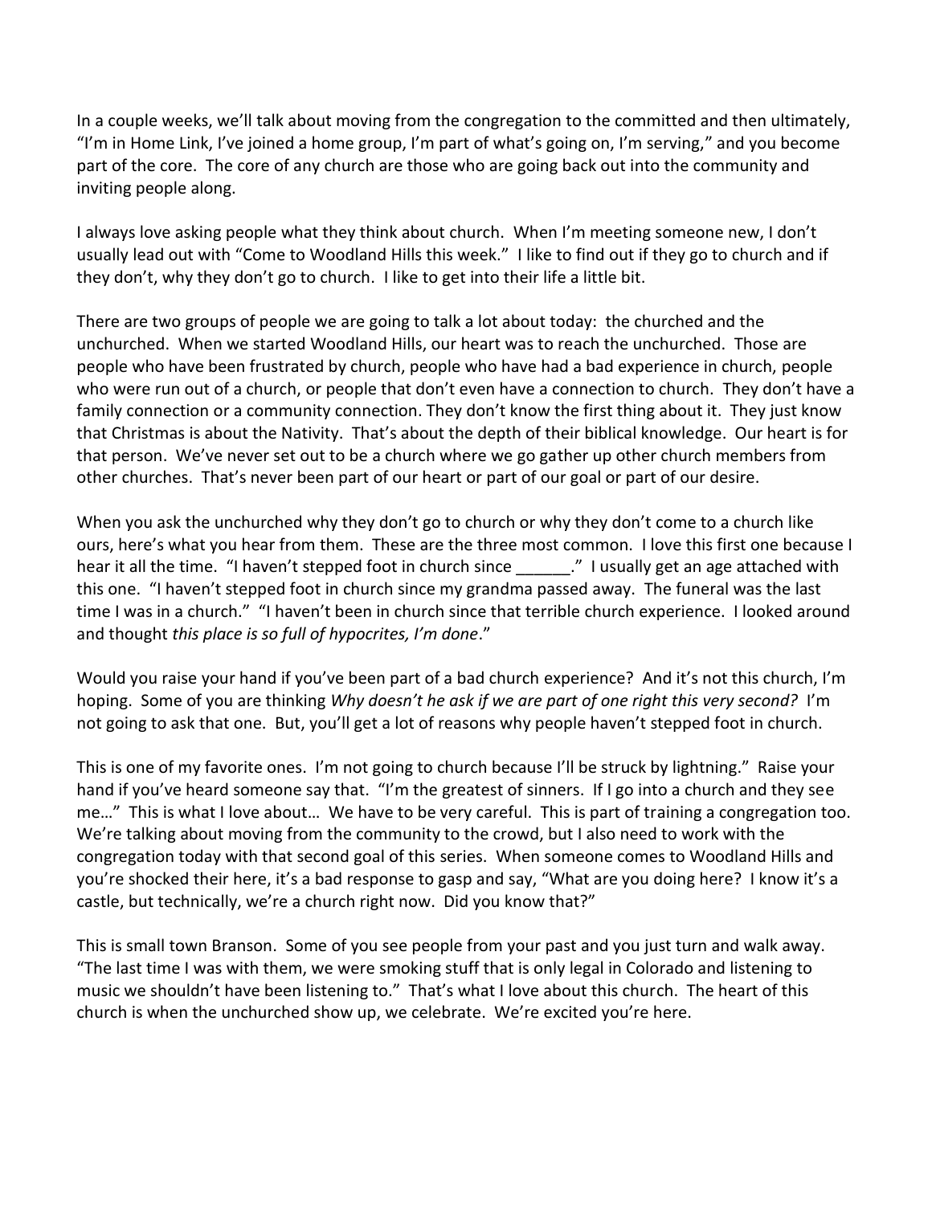In a couple weeks, we'll talk about moving from the congregation to the committed and then ultimately, "I'm in Home Link, I've joined a home group, I'm part of what's going on, I'm serving," and you become part of the core. The core of any church are those who are going back out into the community and inviting people along.

I always love asking people what they think about church. When I'm meeting someone new, I don't usually lead out with "Come to Woodland Hills this week." I like to find out if they go to church and if they don't, why they don't go to church. I like to get into their life a little bit.

There are two groups of people we are going to talk a lot about today: the churched and the unchurched. When we started Woodland Hills, our heart was to reach the unchurched. Those are people who have been frustrated by church, people who have had a bad experience in church, people who were run out of a church, or people that don't even have a connection to church. They don't have a family connection or a community connection. They don't know the first thing about it. They just know that Christmas is about the Nativity. That's about the depth of their biblical knowledge. Our heart is for that person. We've never set out to be a church where we go gather up other church members from other churches. That's never been part of our heart or part of our goal or part of our desire.

When you ask the unchurched why they don't go to church or why they don't come to a church like ours, here's what you hear from them. These are the three most common. I love this first one because I hear it all the time. "I haven't stepped foot in church since ______." I usually get an age attached with this one. "I haven't stepped foot in church since my grandma passed away. The funeral was the last time I was in a church." "I haven't been in church since that terrible church experience. I looked around and thought *this place is so full of hypocrites, I'm done*."

Would you raise your hand if you've been part of a bad church experience? And it's not this church, I'm hoping. Some of you are thinking *Why doesn't he ask if we are part of one right this very second?* I'm not going to ask that one. But, you'll get a lot of reasons why people haven't stepped foot in church.

This is one of my favorite ones. I'm not going to church because I'll be struck by lightning." Raise your hand if you've heard someone say that. "I'm the greatest of sinners. If I go into a church and they see me…" This is what I love about… We have to be very careful. This is part of training a congregation too. We're talking about moving from the community to the crowd, but I also need to work with the congregation today with that second goal of this series. When someone comes to Woodland Hills and you're shocked their here, it's a bad response to gasp and say, "What are you doing here? I know it's a castle, but technically, we're a church right now. Did you know that?"

This is small town Branson. Some of you see people from your past and you just turn and walk away. "The last time I was with them, we were smoking stuff that is only legal in Colorado and listening to music we shouldn't have been listening to." That's what I love about this church. The heart of this church is when the unchurched show up, we celebrate. We're excited you're here.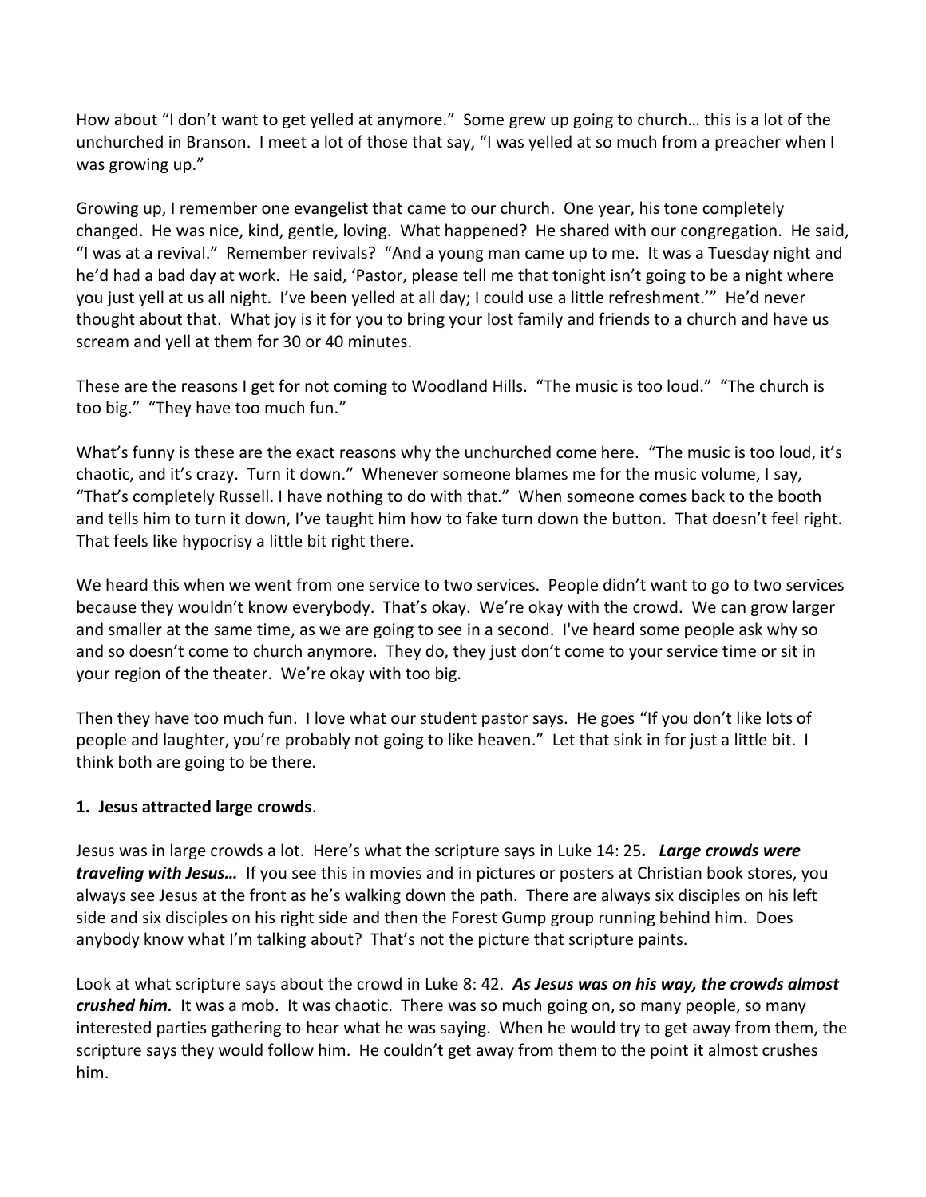How about "I don't want to get yelled at anymore." Some grew up going to church… this is a lot of the unchurched in Branson. I meet a lot of those that say, "I was yelled at so much from a preacher when I was growing up."

Growing up, I remember one evangelist that came to our church. One year, his tone completely changed. He was nice, kind, gentle, loving. What happened? He shared with our congregation. He said, "I was at a revival." Remember revivals? "And a young man came up to me. It was a Tuesday night and he'd had a bad day at work. He said, 'Pastor, please tell me that tonight isn't going to be a night where you just yell at us all night. I've been yelled at all day; I could use a little refreshment.'" He'd never thought about that. What joy is it for you to bring your lost family and friends to a church and have us scream and yell at them for 30 or 40 minutes.

These are the reasons I get for not coming to Woodland Hills. "The music is too loud." "The church is too big." "They have too much fun."

What's funny is these are the exact reasons why the unchurched come here. "The music is too loud, it's chaotic, and it's crazy. Turn it down." Whenever someone blames me for the music volume, I say, "That's completely Russell. I have nothing to do with that." When someone comes back to the booth and tells him to turn it down, I've taught him how to fake turn down the button. That doesn't feel right. That feels like hypocrisy a little bit right there.

We heard this when we went from one service to two services. People didn't want to go to two services because they wouldn't know everybody. That's okay. We're okay with the crowd. We can grow larger and smaller at the same time, as we are going to see in a second. I've heard some people ask why so and so doesn't come to church anymore. They do, they just don't come to your service time or sit in your region of the theater. We're okay with too big.

Then they have too much fun. I love what our student pastor says. He goes "If you don't like lots of people and laughter, you're probably not going to like heaven." Let that sink in for just a little bit. I think both are going to be there.

**1. Jesus attracted large crowds**.

Jesus was in large crowds a lot. Here's what the scripture says in Luke 14: 25*.* ***Large crowds were traveling with Jesus…*** If you see this in movies and in pictures or posters at Christian book stores, you always see Jesus at the front as he's walking down the path. There are always six disciples on his left side and six disciples on his right side and then the Forest Gump group running behind him. Does anybody know what I'm talking about? That's not the picture that scripture paints.

Look at what scripture says about the crowd in Luke 8: 42. ***As Jesus was on his way, the crowds almost crushed him.*** It was a mob. It was chaotic. There was so much going on, so many people, so many interested parties gathering to hear what he was saying. When he would try to get away from them, the scripture says they would follow him. He couldn't get away from them to the point it almost crushes him.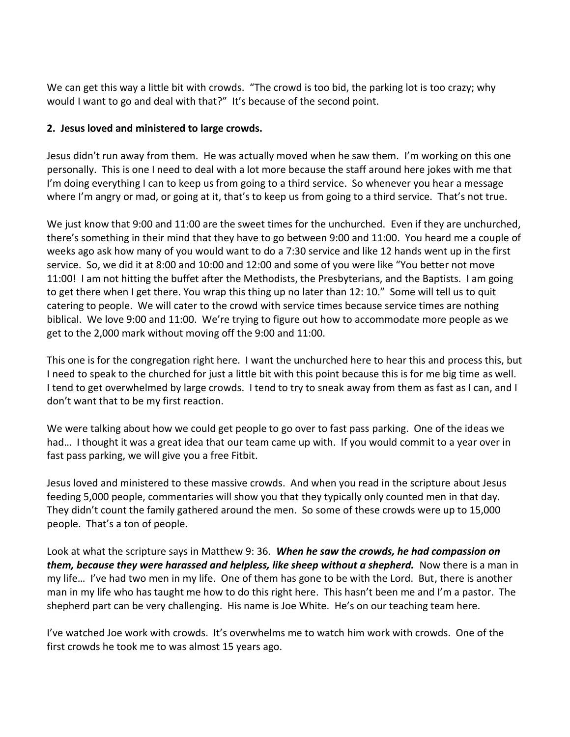We can get this way a little bit with crowds. "The crowd is too bid, the parking lot is too crazy; why would I want to go and deal with that?" It's because of the second point.

**2. Jesus loved and ministered to large crowds.**

Jesus didn't run away from them. He was actually moved when he saw them. I'm working on this one personally. This is one I need to deal with a lot more because the staff around here jokes with me that I'm doing everything I can to keep us from going to a third service. So whenever you hear a message where I'm angry or mad, or going at it, that's to keep us from going to a third service. That's not true.

We just know that 9:00 and 11:00 are the sweet times for the unchurched. Even if they are unchurched, there's something in their mind that they have to go between 9:00 and 11:00. You heard me a couple of weeks ago ask how many of you would want to do a 7:30 service and like 12 hands went up in the first service. So, we did it at 8:00 and 10:00 and 12:00 and some of you were like "You better not move 11:00! I am not hitting the buffet after the Methodists, the Presbyterians, and the Baptists. I am going to get there when I get there. You wrap this thing up no later than 12: 10." Some will tell us to quit catering to people. We will cater to the crowd with service times because service times are nothing biblical. We love 9:00 and 11:00. We're trying to figure out how to accommodate more people as we get to the 2,000 mark without moving off the 9:00 and 11:00.

This one is for the congregation right here. I want the unchurched here to hear this and process this, but I need to speak to the churched for just a little bit with this point because this is for me big time as well. I tend to get overwhelmed by large crowds. I tend to try to sneak away from them as fast as I can, and I don't want that to be my first reaction.

We were talking about how we could get people to go over to fast pass parking. One of the ideas we had… I thought it was a great idea that our team came up with. If you would commit to a year over in fast pass parking, we will give you a free Fitbit.

Jesus loved and ministered to these massive crowds. And when you read in the scripture about Jesus feeding 5,000 people, commentaries will show you that they typically only counted men in that day. They didn't count the family gathered around the men. So some of these crowds were up to 15,000 people. That's a ton of people.

Look at what the scripture says in Matthew 9: 36. ***When he saw the crowds, he had compassion on them, because they were harassed and helpless, like sheep without a shepherd.*** Now there is a man in my life… I've had two men in my life. One of them has gone to be with the Lord. But, there is another man in my life who has taught me how to do this right here. This hasn't been me and I'm a pastor. The shepherd part can be very challenging. His name is Joe White. He's on our teaching team here.

I've watched Joe work with crowds. It's overwhelms me to watch him work with crowds. One of the first crowds he took me to was almost 15 years ago.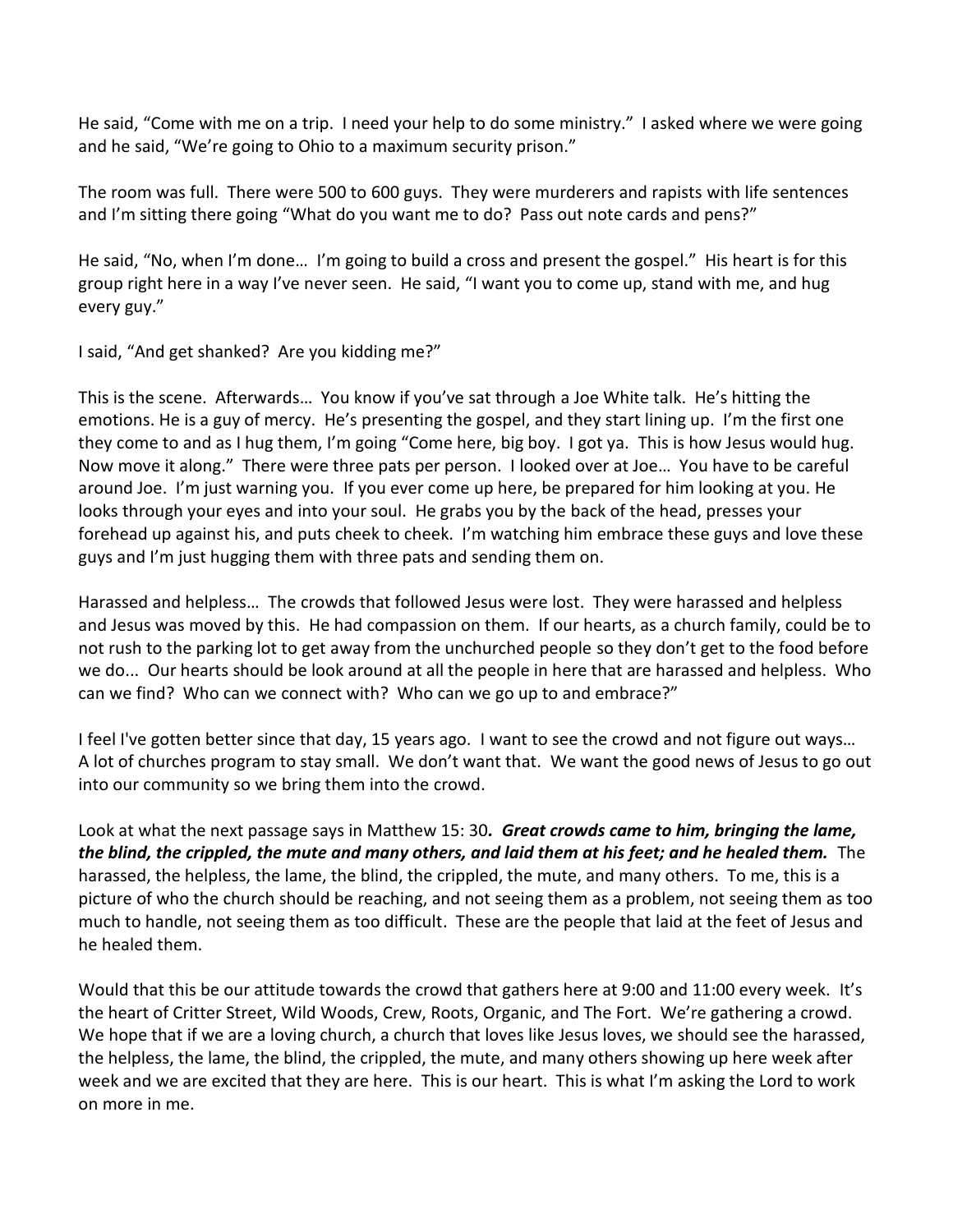He said, "Come with me on a trip. I need your help to do some ministry." I asked where we were going and he said, "We're going to Ohio to a maximum security prison."

The room was full. There were 500 to 600 guys. They were murderers and rapists with life sentences and I'm sitting there going "What do you want me to do? Pass out note cards and pens?"

He said, "No, when I'm done… I'm going to build a cross and present the gospel." His heart is for this group right here in a way I've never seen. He said, "I want you to come up, stand with me, and hug every guy."

I said, "And get shanked? Are you kidding me?"

This is the scene. Afterwards… You know if you've sat through a Joe White talk. He's hitting the emotions. He is a guy of mercy. He's presenting the gospel, and they start lining up. I'm the first one they come to and as I hug them, I'm going "Come here, big boy. I got ya. This is how Jesus would hug. Now move it along." There were three pats per person. I looked over at Joe… You have to be careful around Joe. I'm just warning you. If you ever come up here, be prepared for him looking at you. He looks through your eyes and into your soul. He grabs you by the back of the head, presses your forehead up against his, and puts cheek to cheek. I'm watching him embrace these guys and love these guys and I'm just hugging them with three pats and sending them on.

Harassed and helpless… The crowds that followed Jesus were lost. They were harassed and helpless and Jesus was moved by this. He had compassion on them. If our hearts, as a church family, could be to not rush to the parking lot to get away from the unchurched people so they don't get to the food before we do... Our hearts should be look around at all the people in here that are harassed and helpless. Who can we find? Who can we connect with? Who can we go up to and embrace?"

I feel I've gotten better since that day, 15 years ago. I want to see the crowd and not figure out ways… A lot of churches program to stay small. We don't want that. We want the good news of Jesus to go out into our community so we bring them into the crowd.

Look at what the next passage says in Matthew 15: 30***. Great crowds came to him, bringing the lame, the blind, the crippled, the mute and many others, and laid them at his feet; and he healed them.*** The harassed, the helpless, the lame, the blind, the crippled, the mute, and many others. To me, this is a picture of who the church should be reaching, and not seeing them as a problem, not seeing them as too much to handle, not seeing them as too difficult. These are the people that laid at the feet of Jesus and he healed them.

Would that this be our attitude towards the crowd that gathers here at 9:00 and 11:00 every week. It's the heart of Critter Street, Wild Woods, Crew, Roots, Organic, and The Fort. We're gathering a crowd. We hope that if we are a loving church, a church that loves like Jesus loves, we should see the harassed, the helpless, the lame, the blind, the crippled, the mute, and many others showing up here week after week and we are excited that they are here. This is our heart. This is what I'm asking the Lord to work on more in me.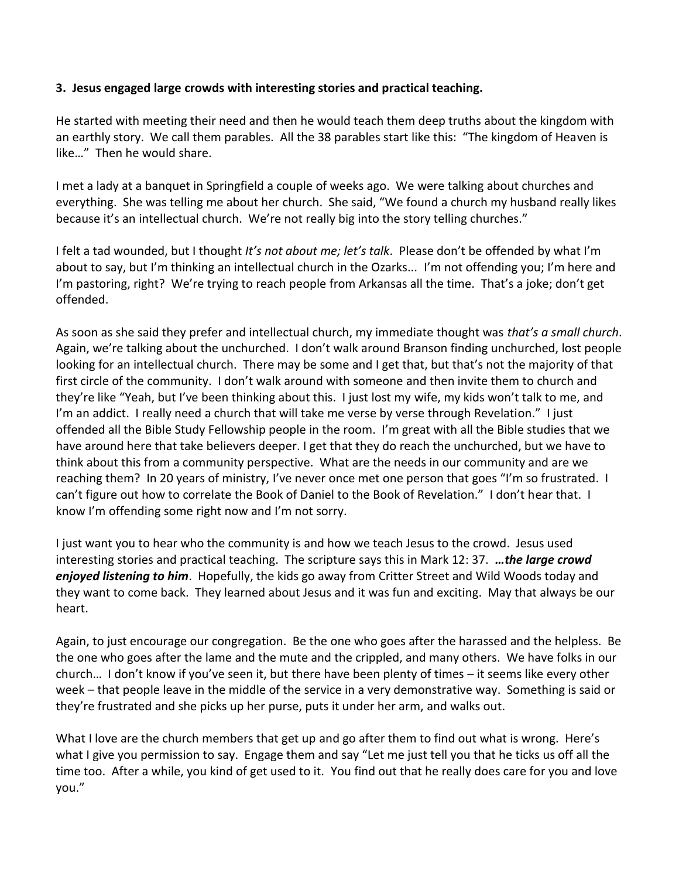**3. Jesus engaged large crowds with interesting stories and practical teaching.**

He started with meeting their need and then he would teach them deep truths about the kingdom with an earthly story. We call them parables. All the 38 parables start like this: "The kingdom of Heaven is like…" Then he would share.

I met a lady at a banquet in Springfield a couple of weeks ago. We were talking about churches and everything. She was telling me about her church. She said, "We found a church my husband really likes because it's an intellectual church. We're not really big into the story telling churches."

I felt a tad wounded, but I thought *It's not about me; let's talk*. Please don't be offended by what I'm about to say, but I'm thinking an intellectual church in the Ozarks... I'm not offending you; I'm here and I'm pastoring, right? We're trying to reach people from Arkansas all the time. That's a joke; don't get offended.

As soon as she said they prefer and intellectual church, my immediate thought was *that's a small church*. Again, we're talking about the unchurched. I don't walk around Branson finding unchurched, lost people looking for an intellectual church. There may be some and I get that, but that's not the majority of that first circle of the community. I don't walk around with someone and then invite them to church and they're like "Yeah, but I've been thinking about this. I just lost my wife, my kids won't talk to me, and I'm an addict. I really need a church that will take me verse by verse through Revelation." I just offended all the Bible Study Fellowship people in the room. I'm great with all the Bible studies that we have around here that take believers deeper. I get that they do reach the unchurched, but we have to think about this from a community perspective. What are the needs in our community and are we reaching them? In 20 years of ministry, I've never once met one person that goes "I'm so frustrated. I can't figure out how to correlate the Book of Daniel to the Book of Revelation." I don't hear that. I know I'm offending some right now and I'm not sorry.

I just want you to hear who the community is and how we teach Jesus to the crowd. Jesus used interesting stories and practical teaching. The scripture says this in Mark 12: 37. ***…the large crowd enjoyed listening to him***. Hopefully, the kids go away from Critter Street and Wild Woods today and they want to come back. They learned about Jesus and it was fun and exciting. May that always be our heart.

Again, to just encourage our congregation. Be the one who goes after the harassed and the helpless. Be the one who goes after the lame and the mute and the crippled, and many others. We have folks in our church… I don't know if you've seen it, but there have been plenty of times – it seems like every other week – that people leave in the middle of the service in a very demonstrative way. Something is said or they're frustrated and she picks up her purse, puts it under her arm, and walks out.

What I love are the church members that get up and go after them to find out what is wrong. Here's what I give you permission to say. Engage them and say "Let me just tell you that he ticks us off all the time too. After a while, you kind of get used to it. You find out that he really does care for you and love you."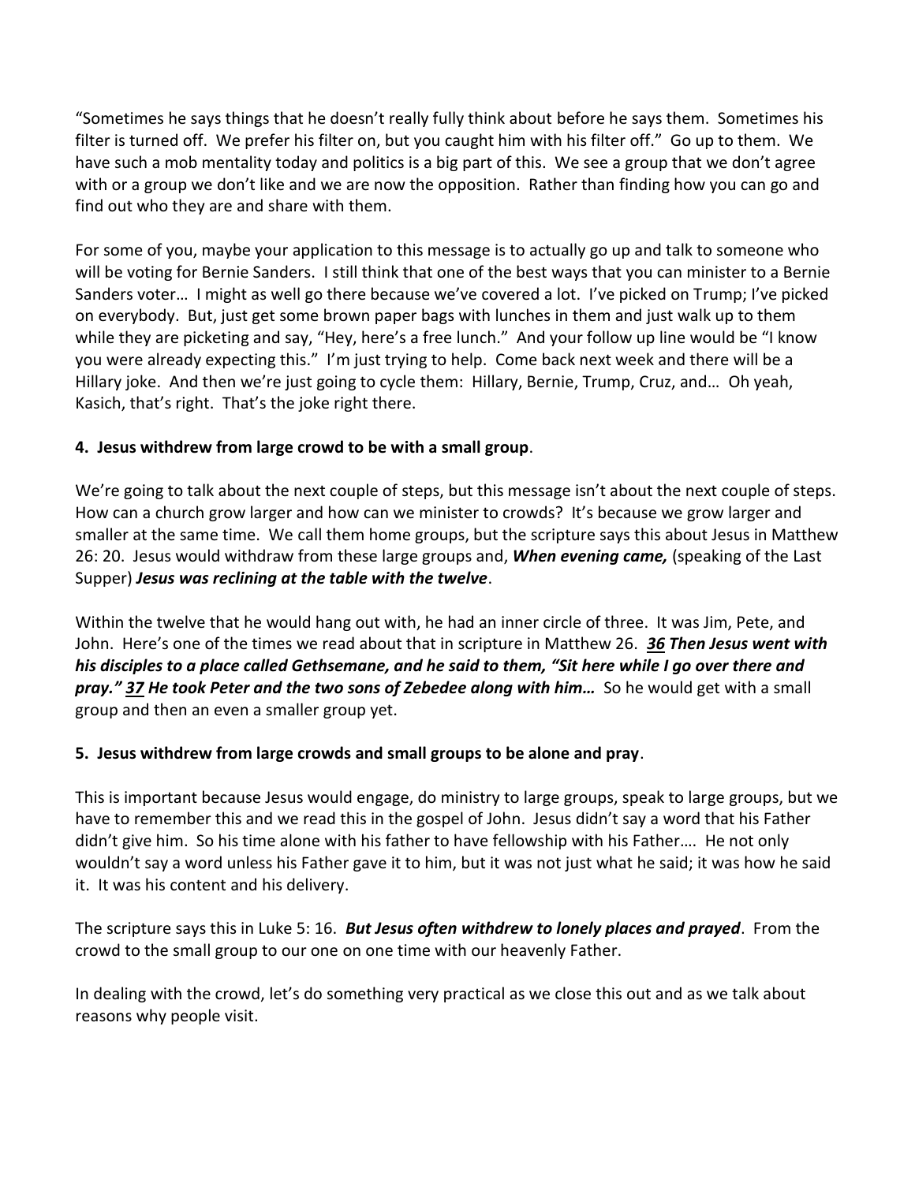"Sometimes he says things that he doesn't really fully think about before he says them. Sometimes his filter is turned off. We prefer his filter on, but you caught him with his filter off." Go up to them. We have such a mob mentality today and politics is a big part of this. We see a group that we don't agree with or a group we don't like and we are now the opposition. Rather than finding how you can go and find out who they are and share with them.

For some of you, maybe your application to this message is to actually go up and talk to someone who will be voting for Bernie Sanders. I still think that one of the best ways that you can minister to a Bernie Sanders voter… I might as well go there because we've covered a lot. I've picked on Trump; I've picked on everybody. But, just get some brown paper bags with lunches in them and just walk up to them while they are picketing and say, "Hey, here's a free lunch." And your follow up line would be "I know you were already expecting this." I'm just trying to help. Come back next week and there will be a Hillary joke. And then we're just going to cycle them: Hillary, Bernie, Trump, Cruz, and… Oh yeah, Kasich, that's right. That's the joke right there.

**4. Jesus withdrew from large crowd to be with a small group**.

We're going to talk about the next couple of steps, but this message isn't about the next couple of steps. How can a church grow larger and how can we minister to crowds? It's because we grow larger and smaller at the same time. We call them home groups, but the scripture says this about Jesus in Matthew 26: 20. Jesus would withdraw from these large groups and, ***When evening came,*** (speaking of the Last Supper) ***Jesus was reclining at the table with the twelve***.

Within the twelve that he would hang out with, he had an inner circle of three. It was Jim, Pete, and John. Here's one of the times we read about that in scripture in Matthew 26. ***36 Then Jesus went with his disciples to a place called Gethsemane, and he said to them, "Sit here while I go over there and pray." 37 He took Peter and the two sons of Zebedee along with him…*** So he would get with a small group and then an even a smaller group yet.

**5. Jesus withdrew from large crowds and small groups to be alone and pray**.

This is important because Jesus would engage, do ministry to large groups, speak to large groups, but we have to remember this and we read this in the gospel of John. Jesus didn't say a word that his Father didn't give him. So his time alone with his father to have fellowship with his Father…. He not only wouldn't say a word unless his Father gave it to him, but it was not just what he said; it was how he said it. It was his content and his delivery.

The scripture says this in Luke 5: 16. ***But Jesus often withdrew to lonely places and prayed***. From the crowd to the small group to our one on one time with our heavenly Father.

In dealing with the crowd, let's do something very practical as we close this out and as we talk about reasons why people visit.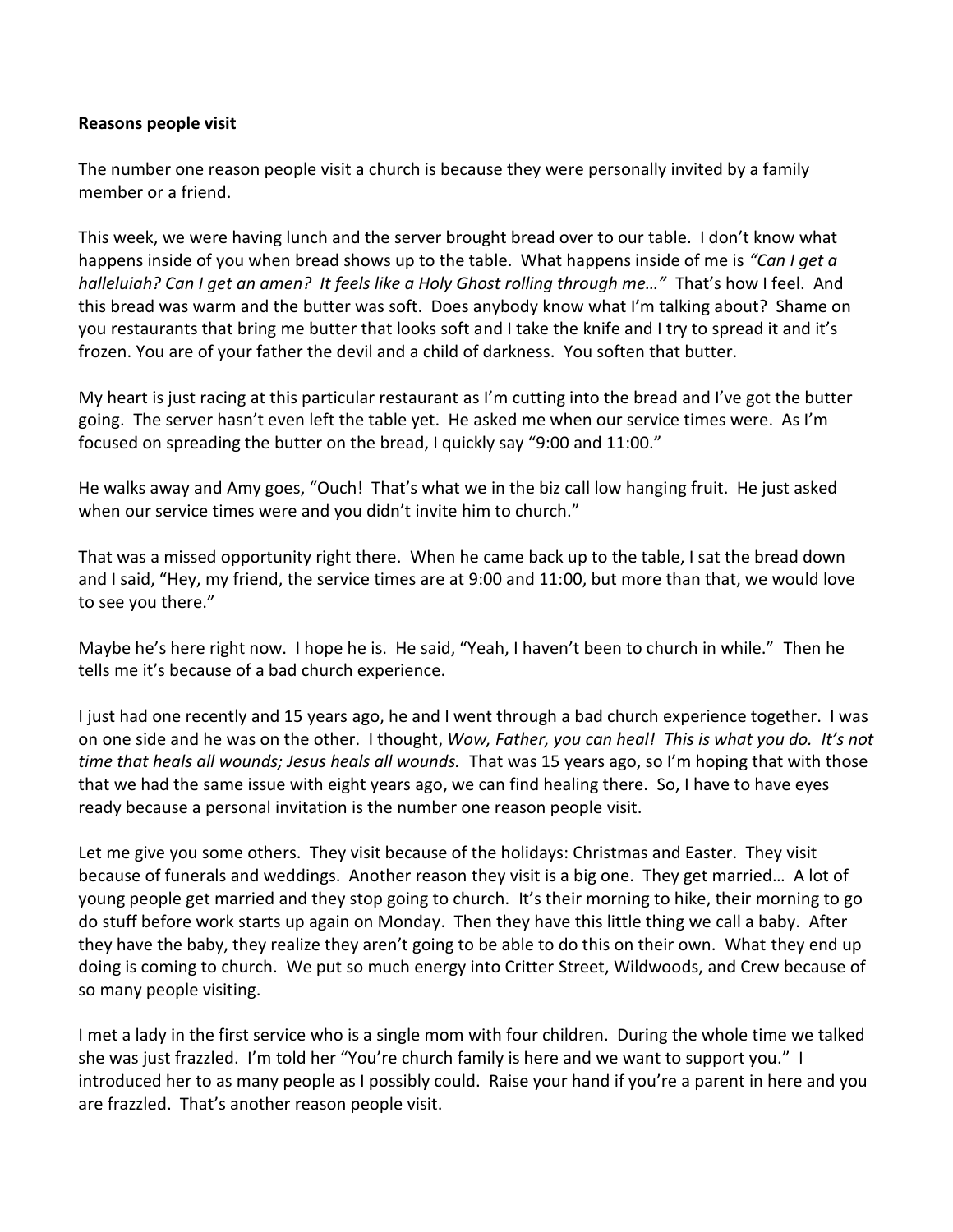**Reasons people visit**

The number one reason people visit a church is because they were personally invited by a family member or a friend.

This week, we were having lunch and the server brought bread over to our table. I don't know what happens inside of you when bread shows up to the table. What happens inside of me is *"Can I get a halleluiah? Can I get an amen? It feels like a Holy Ghost rolling through me…"* That's how I feel. And this bread was warm and the butter was soft. Does anybody know what I'm talking about? Shame on you restaurants that bring me butter that looks soft and I take the knife and I try to spread it and it's frozen. You are of your father the devil and a child of darkness. You soften that butter.

My heart is just racing at this particular restaurant as I'm cutting into the bread and I've got the butter going. The server hasn't even left the table yet. He asked me when our service times were. As I'm focused on spreading the butter on the bread, I quickly say "9:00 and 11:00."

He walks away and Amy goes, "Ouch! That's what we in the biz call low hanging fruit. He just asked when our service times were and you didn't invite him to church."

That was a missed opportunity right there. When he came back up to the table, I sat the bread down and I said, "Hey, my friend, the service times are at 9:00 and 11:00, but more than that, we would love to see you there."

Maybe he's here right now. I hope he is. He said, "Yeah, I haven't been to church in while." Then he tells me it's because of a bad church experience.

I just had one recently and 15 years ago, he and I went through a bad church experience together. I was on one side and he was on the other. I thought, *Wow, Father, you can heal! This is what you do. It's not time that heals all wounds; Jesus heals all wounds.* That was 15 years ago, so I'm hoping that with those that we had the same issue with eight years ago, we can find healing there. So, I have to have eyes ready because a personal invitation is the number one reason people visit.

Let me give you some others. They visit because of the holidays: Christmas and Easter. They visit because of funerals and weddings. Another reason they visit is a big one. They get married… A lot of young people get married and they stop going to church. It's their morning to hike, their morning to go do stuff before work starts up again on Monday. Then they have this little thing we call a baby. After they have the baby, they realize they aren't going to be able to do this on their own. What they end up doing is coming to church. We put so much energy into Critter Street, Wildwoods, and Crew because of so many people visiting.

I met a lady in the first service who is a single mom with four children. During the whole time we talked she was just frazzled. I'm told her "You're church family is here and we want to support you." I introduced her to as many people as I possibly could. Raise your hand if you're a parent in here and you are frazzled. That's another reason people visit.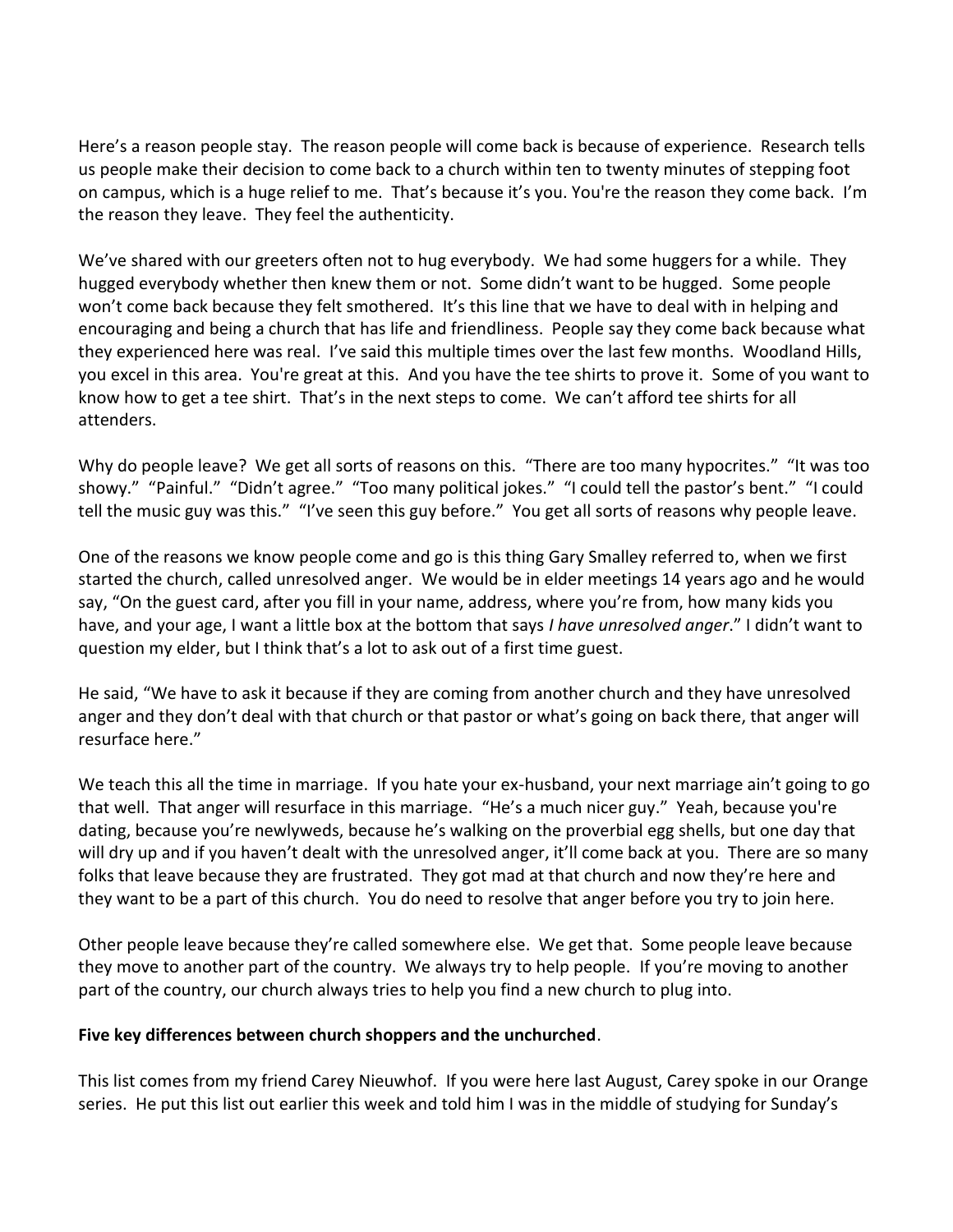Here's a reason people stay. The reason people will come back is because of experience. Research tells us people make their decision to come back to a church within ten to twenty minutes of stepping foot on campus, which is a huge relief to me. That's because it's you. You're the reason they come back. I'm the reason they leave. They feel the authenticity.

We've shared with our greeters often not to hug everybody. We had some huggers for a while. They hugged everybody whether then knew them or not. Some didn't want to be hugged. Some people won't come back because they felt smothered. It's this line that we have to deal with in helping and encouraging and being a church that has life and friendliness. People say they come back because what they experienced here was real. I've said this multiple times over the last few months. Woodland Hills, you excel in this area. You're great at this. And you have the tee shirts to prove it. Some of you want to know how to get a tee shirt. That's in the next steps to come. We can't afford tee shirts for all attenders.

Why do people leave? We get all sorts of reasons on this. "There are too many hypocrites." "It was too showy." "Painful." "Didn't agree." "Too many political jokes." "I could tell the pastor's bent." "I could tell the music guy was this." "I've seen this guy before." You get all sorts of reasons why people leave.

One of the reasons we know people come and go is this thing Gary Smalley referred to, when we first started the church, called unresolved anger. We would be in elder meetings 14 years ago and he would say, "On the guest card, after you fill in your name, address, where you're from, how many kids you have, and your age, I want a little box at the bottom that says *I have unresolved anger*." I didn't want to question my elder, but I think that's a lot to ask out of a first time guest.

He said, "We have to ask it because if they are coming from another church and they have unresolved anger and they don't deal with that church or that pastor or what's going on back there, that anger will resurface here."

We teach this all the time in marriage. If you hate your ex-husband, your next marriage ain't going to go that well. That anger will resurface in this marriage. "He's a much nicer guy." Yeah, because you're dating, because you're newlyweds, because he's walking on the proverbial egg shells, but one day that will dry up and if you haven't dealt with the unresolved anger, it'll come back at you. There are so many folks that leave because they are frustrated. They got mad at that church and now they're here and they want to be a part of this church. You do need to resolve that anger before you try to join here.

Other people leave because they're called somewhere else. We get that. Some people leave because they move to another part of the country. We always try to help people. If you're moving to another part of the country, our church always tries to help you find a new church to plug into.

**Five key differences between church shoppers and the unchurched**.

This list comes from my friend Carey Nieuwhof. If you were here last August, Carey spoke in our Orange series. He put this list out earlier this week and told him I was in the middle of studying for Sunday's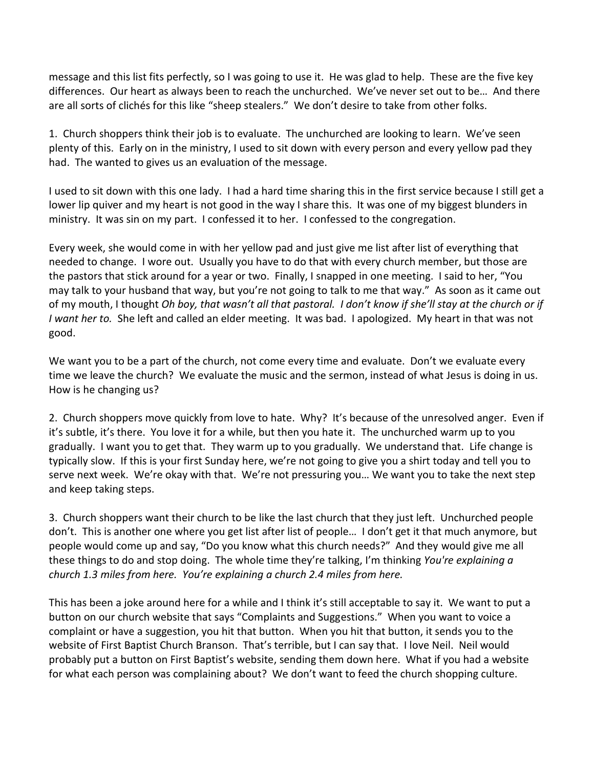message and this list fits perfectly, so I was going to use it. He was glad to help. These are the five key differences. Our heart as always been to reach the unchurched. We've never set out to be… And there are all sorts of clichés for this like "sheep stealers." We don't desire to take from other folks.

1. Church shoppers think their job is to evaluate. The unchurched are looking to learn. We've seen plenty of this. Early on in the ministry, I used to sit down with every person and every yellow pad they had. The wanted to gives us an evaluation of the message.

I used to sit down with this one lady. I had a hard time sharing this in the first service because I still get a lower lip quiver and my heart is not good in the way I share this. It was one of my biggest blunders in ministry. It was sin on my part. I confessed it to her. I confessed to the congregation.

Every week, she would come in with her yellow pad and just give me list after list of everything that needed to change. I wore out. Usually you have to do that with every church member, but those are the pastors that stick around for a year or two. Finally, I snapped in one meeting. I said to her, "You may talk to your husband that way, but you're not going to talk to me that way." As soon as it came out of my mouth, I thought *Oh boy, that wasn't all that pastoral. I don't know if she'll stay at the church or if I want her to.* She left and called an elder meeting. It was bad. I apologized. My heart in that was not good.

We want you to be a part of the church, not come every time and evaluate. Don't we evaluate every time we leave the church? We evaluate the music and the sermon, instead of what Jesus is doing in us. How is he changing us?

2. Church shoppers move quickly from love to hate. Why? It's because of the unresolved anger. Even if it's subtle, it's there. You love it for a while, but then you hate it. The unchurched warm up to you gradually. I want you to get that. They warm up to you gradually. We understand that. Life change is typically slow. If this is your first Sunday here, we're not going to give you a shirt today and tell you to serve next week. We're okay with that. We're not pressuring you… We want you to take the next step and keep taking steps.

3. Church shoppers want their church to be like the last church that they just left. Unchurched people don't. This is another one where you get list after list of people… I don't get it that much anymore, but people would come up and say, "Do you know what this church needs?" And they would give me all these things to do and stop doing. The whole time they're talking, I'm thinking *You're explaining a church 1.3 miles from here. You're explaining a church 2.4 miles from here.*

This has been a joke around here for a while and I think it's still acceptable to say it. We want to put a button on our church website that says "Complaints and Suggestions." When you want to voice a complaint or have a suggestion, you hit that button. When you hit that button, it sends you to the website of First Baptist Church Branson. That's terrible, but I can say that. I love Neil. Neil would probably put a button on First Baptist's website, sending them down here. What if you had a website for what each person was complaining about? We don't want to feed the church shopping culture.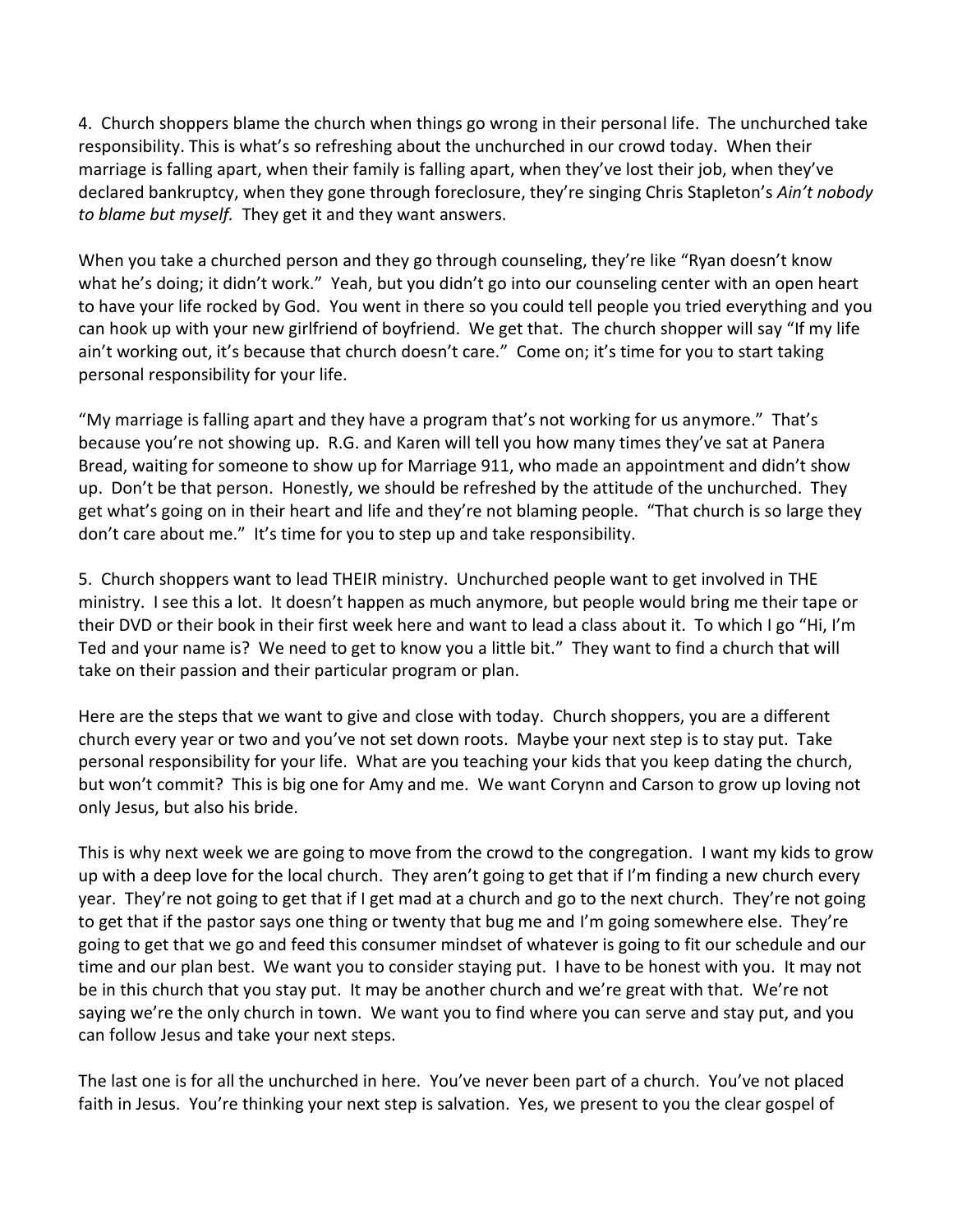4. Church shoppers blame the church when things go wrong in their personal life. The unchurched take responsibility. This is what's so refreshing about the unchurched in our crowd today. When their marriage is falling apart, when their family is falling apart, when they've lost their job, when they've declared bankruptcy, when they gone through foreclosure, they're singing Chris Stapleton's *Ain't nobody to blame but myself.* They get it and they want answers.

When you take a churched person and they go through counseling, they're like "Ryan doesn't know what he's doing; it didn't work." Yeah, but you didn't go into our counseling center with an open heart to have your life rocked by God. You went in there so you could tell people you tried everything and you can hook up with your new girlfriend of boyfriend. We get that. The church shopper will say "If my life ain't working out, it's because that church doesn't care." Come on; it's time for you to start taking personal responsibility for your life.

"My marriage is falling apart and they have a program that's not working for us anymore." That's because you're not showing up. R.G. and Karen will tell you how many times they've sat at Panera Bread, waiting for someone to show up for Marriage 911, who made an appointment and didn't show up. Don't be that person. Honestly, we should be refreshed by the attitude of the unchurched. They get what's going on in their heart and life and they're not blaming people. "That church is so large they don't care about me." It's time for you to step up and take responsibility.

5. Church shoppers want to lead THEIR ministry. Unchurched people want to get involved in THE ministry. I see this a lot. It doesn't happen as much anymore, but people would bring me their tape or their DVD or their book in their first week here and want to lead a class about it. To which I go "Hi, I'm Ted and your name is? We need to get to know you a little bit." They want to find a church that will take on their passion and their particular program or plan.

Here are the steps that we want to give and close with today. Church shoppers, you are a different church every year or two and you've not set down roots. Maybe your next step is to stay put. Take personal responsibility for your life. What are you teaching your kids that you keep dating the church, but won't commit? This is big one for Amy and me. We want Corynn and Carson to grow up loving not only Jesus, but also his bride.

This is why next week we are going to move from the crowd to the congregation. I want my kids to grow up with a deep love for the local church. They aren't going to get that if I'm finding a new church every year. They're not going to get that if I get mad at a church and go to the next church. They're not going to get that if the pastor says one thing or twenty that bug me and I'm going somewhere else. They're going to get that we go and feed this consumer mindset of whatever is going to fit our schedule and our time and our plan best. We want you to consider staying put. I have to be honest with you. It may not be in this church that you stay put. It may be another church and we're great with that. We're not saying we're the only church in town. We want you to find where you can serve and stay put, and you can follow Jesus and take your next steps.

The last one is for all the unchurched in here. You've never been part of a church. You've not placed faith in Jesus. You're thinking your next step is salvation. Yes, we present to you the clear gospel of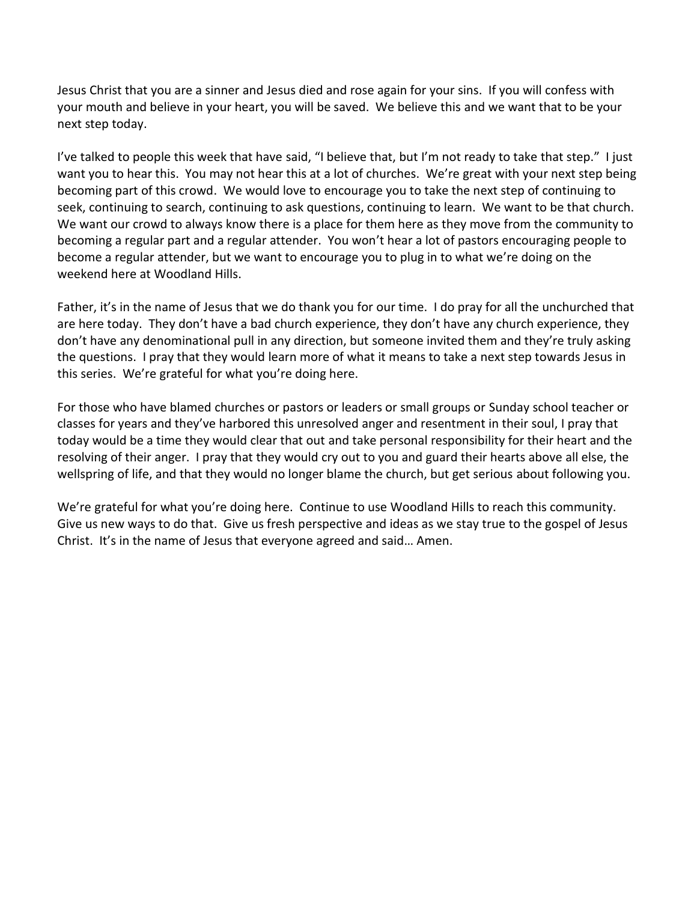Jesus Christ that you are a sinner and Jesus died and rose again for your sins. If you will confess with your mouth and believe in your heart, you will be saved. We believe this and we want that to be your next step today.

I've talked to people this week that have said, "I believe that, but I'm not ready to take that step." I just want you to hear this. You may not hear this at a lot of churches. We're great with your next step being becoming part of this crowd. We would love to encourage you to take the next step of continuing to seek, continuing to search, continuing to ask questions, continuing to learn. We want to be that church. We want our crowd to always know there is a place for them here as they move from the community to becoming a regular part and a regular attender. You won't hear a lot of pastors encouraging people to become a regular attender, but we want to encourage you to plug in to what we're doing on the weekend here at Woodland Hills.

Father, it's in the name of Jesus that we do thank you for our time. I do pray for all the unchurched that are here today. They don't have a bad church experience, they don't have any church experience, they don't have any denominational pull in any direction, but someone invited them and they're truly asking the questions. I pray that they would learn more of what it means to take a next step towards Jesus in this series. We're grateful for what you're doing here.

For those who have blamed churches or pastors or leaders or small groups or Sunday school teacher or classes for years and they've harbored this unresolved anger and resentment in their soul, I pray that today would be a time they would clear that out and take personal responsibility for their heart and the resolving of their anger. I pray that they would cry out to you and guard their hearts above all else, the wellspring of life, and that they would no longer blame the church, but get serious about following you.

We're grateful for what you're doing here. Continue to use Woodland Hills to reach this community. Give us new ways to do that. Give us fresh perspective and ideas as we stay true to the gospel of Jesus Christ. It's in the name of Jesus that everyone agreed and said… Amen.